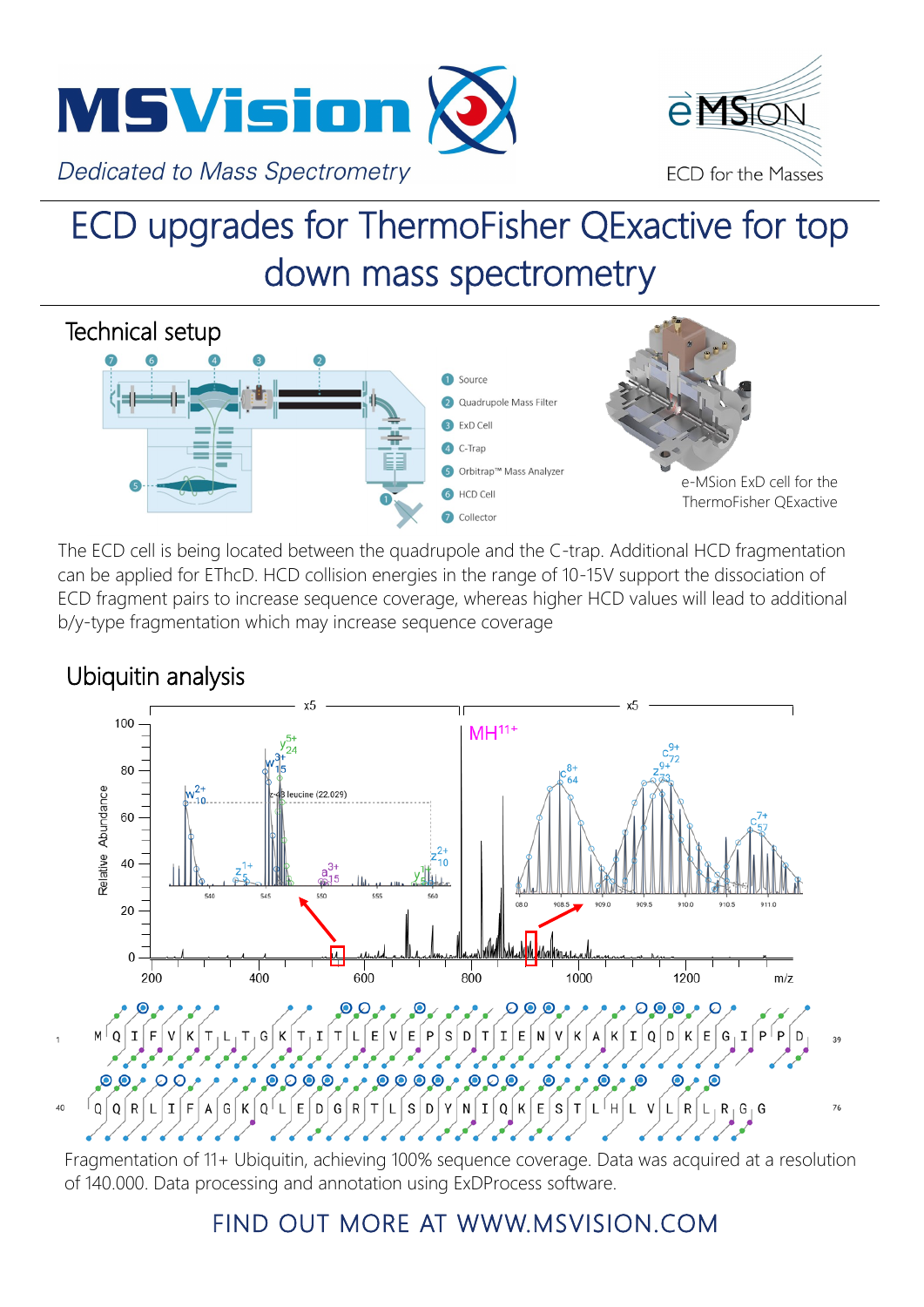MSVision

*Dedicated to Mass Spectrometry*

e-MSion

ECD for the Masses

# ECD upgrades for ThermoFisher QExactive for top down mass spectrometry

## Technical setup

1. Source
2. Quadrupole Mass Filter
3. ExD Cell
4. C-Trap
5. Orbitrap™ Mass Analyzer
6. HCD Cell
7. Collector

e-MSion ExD cell for the ThermoFisher QExactive

The ECD cell is being located between the quadrupole and the C-trap. Additional HCD fragmentation can be applied for EThcD. HCD collision energies in the range of 10-15V support the dissociation of ECD fragment pairs to increase sequence coverage, whereas higher HCD values will lead to additional b/y-type fragmentation which may increase sequence coverage

## Ubiquitin analysis

Fragmentation of 11+ Ubiquitin, achieving 100% sequence coverage. Data was acquired at a resolution of 140.000. Data processing and annotation using ExDProcess software.

FIND OUT MORE AT WWW.MSVISION.COM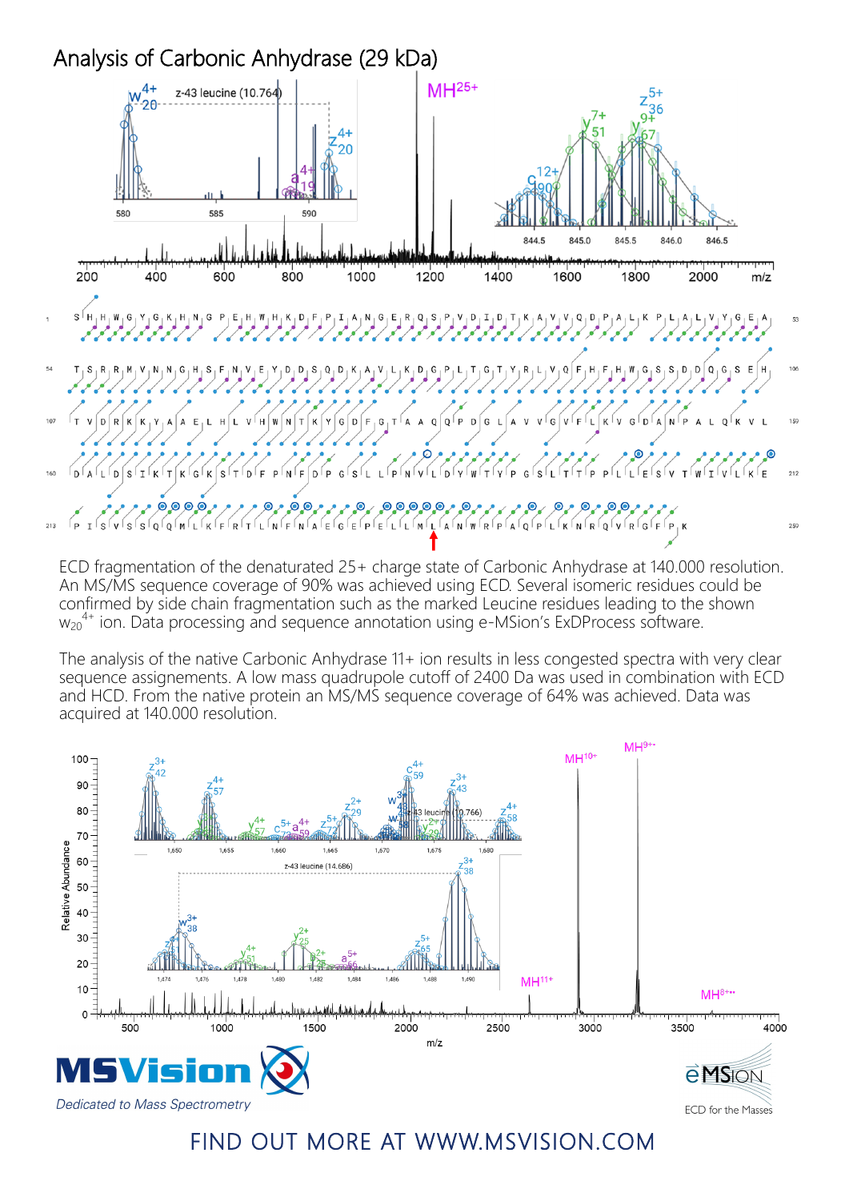# Analysis of Carbonic Anhydrase (29 kDa)

$MH^{25+}$

$w_{20}^{4+}$

z-43 leucine (10.764)

$z_{20}^{4+}$

$a_{19}^{4+}$

580

585

590

$z_{36}^{5+}$

$y_{51}^{7+}$

$y_{67}^{9+}$

$c_{90}^{12+}$

844.5

845.0

845.5

846.0

846.5

200

400

600

800

1000

1200

1400

1600

1800

2000

m/z

1 S H H W G Y G K H N G P E H W H K D F P I A N G E R Q S P V D I D T K A V V Q D P A L K P L A L V Y G E A 53

54 T S R R M V N N G H S F N V E Y D D S Q D K A V L K D G P L T G T Y R L V Q F H F H W G S S D D Q G S E H 106

107 T V D R K K Y A A E L H L V H W N T K Y G D F G T A A Q Q P D G L A V V G V F L K V G D A N P A L Q K V L 159

160 D A L D S I K T K G K S T D F P N F D P G S L L P N V L D Y W T Y P G S L T T P P L L E S V T W I V L K E 212

213 P I S V S S Q Q M L K F R T L N F N A E G E P E L L M L A N W R P A Q P L K N R Q V R G F P K 259

ECD fragmentation of the denaturated 25+ charge state of Carbonic Anhydrase at 140.000 resolution. An MS/MS sequence coverage of 90% was achieved using ECD. Several isomeric residues could be confirmed by side chain fragmentation such as the marked Leucine residues leading to the shown $w_{20}^{4+}$ ion. Data processing and sequence annotation using e-MSion's ExDProcess software.

The analysis of the native Carbonic Anhydrase 11+ ion results in less congested spectra with very clear sequence assignements. A low mass quadrupole cutoff of 2400 Da was used in combination with ECD and HCD. From the native protein an MS/MS sequence coverage of 64% was achieved. Data was acquired at 140.000 resolution.

Relative Abundance

100

90

80

70

60

50

40

30

20

10

0

$z_{42}^{3+}$

$z_{57}^{4+}$

$y_{57}^{4+}$

$c_{73}^{5+}$

$a_{59}^{4+}$

$z_{72}^{5+}$

$z_{29}^{2+}$

$w_{43}^{3+}$

$c_{59}^{4+}$

$z_{43}^{3+}$

z-43 leucine (10.766)

$z_{58}^{4+}$

1,650

1,655

1,660

1,665

1,670

1,675

1,680

z-43 leucine (14.686)

$z_{38}^{3+}$

$w_{38}^{3+}$

$y_{51}^{4+}$

$y_{25}^{2+}$

$a_{66}^{5+}$

$z_{65}^{5+}$

1,474

1,476

1,478

1,480

1,482

1,484

1,486

1,488

1,490

$MH^{10+}$

$MH^{9+\bullet}$

$MH^{11+}$

$MH^{8+\bullet\bullet}$

500

1000

1500

2000

2500

3000

3500

4000

m/z

**MSVision**

*Dedicated to Mass Spectrometry*

e-MSion

ECD for the Masses

FIND OUT MORE AT WWW.MSVISION.COM